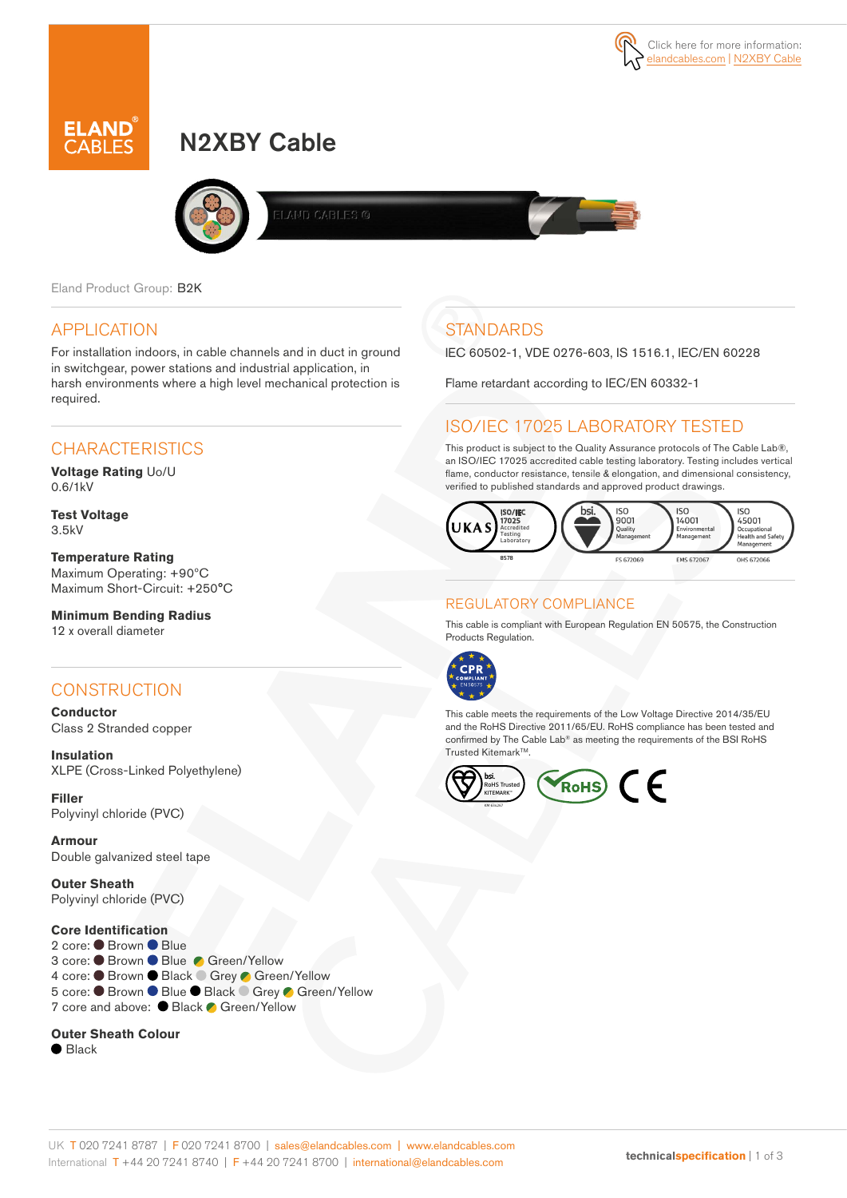Click here for more information: elandcables.com | N2XBY Cable

# N2XBY Cable

Eland Product Group: B2K

## APPLICATION

For installation indoors, in cable channels and in duct in ground in switchgear, power stations and industrial application, in harsh environments where a high level mechanical protection is required.

## CHARACTERISTICS

**Voltage Rating** Uo/U
0.6/1kV

**Test Voltage**
3.5kV

**Temperature Rating**
Maximum Operating: +90°C
Maximum Short-Circuit: +250°C

**Minimum Bending Radius**
12 x overall diameter

## CONSTRUCTION

**Conductor**
Class 2 Stranded copper

**Insulation**
XLPE (Cross-Linked Polyethylene)

**Filler**
Polyvinyl chloride (PVC)

**Armour**
Double galvanized steel tape

**Outer Sheath**
Polyvinyl chloride (PVC)

**Core Identification**
2 core: Brown Blue
3 core: Brown Blue Green/Yellow
4 core: Brown Black Grey Green/Yellow
5 core: Brown Blue Black Grey Green/Yellow
7 core and above: Black Green/Yellow

**Outer Sheath Colour**
Black

## STANDARDS

IEC 60502-1, VDE 0276-603, IS 1516.1, IEC/EN 60228

Flame retardant according to IEC/EN 60332-1

## ISO/IEC 17025 LABORATORY TESTED

This product is subject to the Quality Assurance protocols of The Cable Lab®, an ISO/IEC 17025 accredited cable testing laboratory. Testing includes vertical flame, conductor resistance, tensile & elongation, and dimensional consistency, verified to published standards and approved product drawings.

UKAS ISO/IEC 17025 Accredited Testing Laboratory 8578 | bsi. ISO 9001 Quality Management FS 672069 | ISO 14001 Environmental Management EMS 672067 | ISO 45001 Occupational Health and Safety Management OHS 672066

## REGULATORY COMPLIANCE

This cable is compliant with European Regulation EN 50575, the Construction Products Regulation.

CPR COMPLIANT EN 50575

This cable meets the requirements of the Low Voltage Directive 2014/35/EU and the RoHS Directive 2011/65/EU. RoHS compliance has been tested and confirmed by The Cable Lab® as meeting the requirements of the BSI RoHS Trusted Kitemark™.

bsi. RoHS Trusted KITEMARK™ | RoHS | CE

UK T 020 7241 8787 | F 020 7241 8700 | sales@elandcables.com | www.elandcables.com
International T +44 20 7241 8740 | F +44 20 7241 8700 | international@elandcables.com

technicalspecification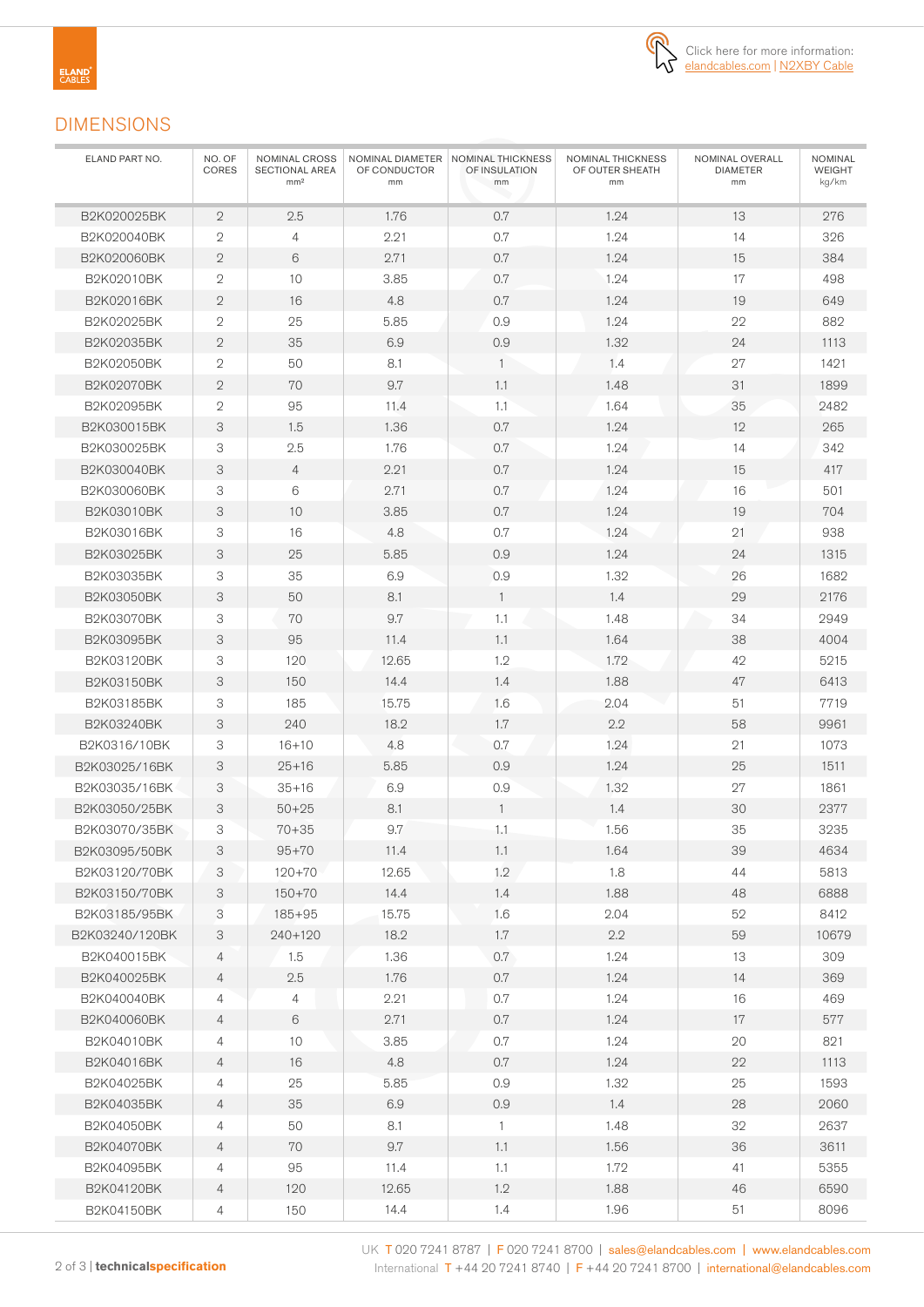Click here for more information: elandcables.com | N2XBY Cable

## DIMENSIONS

| ELAND PART NO. | NO. OF CORES | NOMINAL CROSS SECTIONAL AREA mm² | NOMINAL DIAMETER OF CONDUCTOR mm | NOMINAL THICKNESS OF INSULATION mm | NOMINAL THICKNESS OF OUTER SHEATH mm | NOMINAL OVERALL DIAMETER mm | NOMINAL WEIGHT kg/km |
|---|---|---|---|---|---|---|---|
| B2K020025BK | 2 | 2.5 | 1.76 | 0.7 | 1.24 | 13 | 276 |
| B2K020040BK | 2 | 4 | 2.21 | 0.7 | 1.24 | 14 | 326 |
| B2K020060BK | 2 | 6 | 2.71 | 0.7 | 1.24 | 15 | 384 |
| B2K02010BK | 2 | 10 | 3.85 | 0.7 | 1.24 | 17 | 498 |
| B2K02016BK | 2 | 16 | 4.8 | 0.7 | 1.24 | 19 | 649 |
| B2K02025BK | 2 | 25 | 5.85 | 0.9 | 1.24 | 22 | 882 |
| B2K02035BK | 2 | 35 | 6.9 | 0.9 | 1.32 | 24 | 1113 |
| B2K02050BK | 2 | 50 | 8.1 | 1 | 1.4 | 27 | 1421 |
| B2K02070BK | 2 | 70 | 9.7 | 1.1 | 1.48 | 31 | 1899 |
| B2K02095BK | 2 | 95 | 11.4 | 1.1 | 1.64 | 35 | 2482 |
| B2K030015BK | 3 | 1.5 | 1.36 | 0.7 | 1.24 | 12 | 265 |
| B2K030025BK | 3 | 2.5 | 1.76 | 0.7 | 1.24 | 14 | 342 |
| B2K030040BK | 3 | 4 | 2.21 | 0.7 | 1.24 | 15 | 417 |
| B2K030060BK | 3 | 6 | 2.71 | 0.7 | 1.24 | 16 | 501 |
| B2K03010BK | 3 | 10 | 3.85 | 0.7 | 1.24 | 19 | 704 |
| B2K03016BK | 3 | 16 | 4.8 | 0.7 | 1.24 | 21 | 938 |
| B2K03025BK | 3 | 25 | 5.85 | 0.9 | 1.24 | 24 | 1315 |
| B2K03035BK | 3 | 35 | 6.9 | 0.9 | 1.32 | 26 | 1682 |
| B2K03050BK | 3 | 50 | 8.1 | 1 | 1.4 | 29 | 2176 |
| B2K03070BK | 3 | 70 | 9.7 | 1.1 | 1.48 | 34 | 2949 |
| B2K03095BK | 3 | 95 | 11.4 | 1.1 | 1.64 | 38 | 4004 |
| B2K03120BK | 3 | 120 | 12.65 | 1.2 | 1.72 | 42 | 5215 |
| B2K03150BK | 3 | 150 | 14.4 | 1.4 | 1.88 | 47 | 6413 |
| B2K03185BK | 3 | 185 | 15.75 | 1.6 | 2.04 | 51 | 7719 |
| B2K03240BK | 3 | 240 | 18.2 | 1.7 | 2.2 | 58 | 9961 |
| B2K0316/10BK | 3 | 16+10 | 4.8 | 0.7 | 1.24 | 21 | 1073 |
| B2K03025/16BK | 3 | 25+16 | 5.85 | 0.9 | 1.24 | 25 | 1511 |
| B2K03035/16BK | 3 | 35+16 | 6.9 | 0.9 | 1.32 | 27 | 1861 |
| B2K03050/25BK | 3 | 50+25 | 8.1 | 1 | 1.4 | 30 | 2377 |
| B2K03070/35BK | 3 | 70+35 | 9.7 | 1.1 | 1.56 | 35 | 3235 |
| B2K03095/50BK | 3 | 95+70 | 11.4 | 1.1 | 1.64 | 39 | 4634 |
| B2K03120/70BK | 3 | 120+70 | 12.65 | 1.2 | 1.8 | 44 | 5813 |
| B2K03150/70BK | 3 | 150+70 | 14.4 | 1.4 | 1.88 | 48 | 6888 |
| B2K03185/95BK | 3 | 185+95 | 15.75 | 1.6 | 2.04 | 52 | 8412 |
| B2K03240/120BK | 3 | 240+120 | 18.2 | 1.7 | 2.2 | 59 | 10679 |
| B2K040015BK | 4 | 1.5 | 1.36 | 0.7 | 1.24 | 13 | 309 |
| B2K040025BK | 4 | 2.5 | 1.76 | 0.7 | 1.24 | 14 | 369 |
| B2K040040BK | 4 | 4 | 2.21 | 0.7 | 1.24 | 16 | 469 |
| B2K040060BK | 4 | 6 | 2.71 | 0.7 | 1.24 | 17 | 577 |
| B2K04010BK | 4 | 10 | 3.85 | 0.7 | 1.24 | 20 | 821 |
| B2K04016BK | 4 | 16 | 4.8 | 0.7 | 1.24 | 22 | 1113 |
| B2K04025BK | 4 | 25 | 5.85 | 0.9 | 1.32 | 25 | 1593 |
| B2K04035BK | 4 | 35 | 6.9 | 0.9 | 1.4 | 28 | 2060 |
| B2K04050BK | 4 | 50 | 8.1 | 1 | 1.48 | 32 | 2637 |
| B2K04070BK | 4 | 70 | 9.7 | 1.1 | 1.56 | 36 | 3611 |
| B2K04095BK | 4 | 95 | 11.4 | 1.1 | 1.72 | 41 | 5355 |
| B2K04120BK | 4 | 120 | 12.65 | 1.2 | 1.88 | 46 | 6590 |
| B2K04150BK | 4 | 150 | 14.4 | 1.4 | 1.96 | 51 | 8096 |

UK T 020 7241 8787 | F 020 7241 8700 | sales@elandcables.com | www.elandcables.com
International T +44 20 7241 8740 | F +44 20 7241 8700 | international@elandcables.com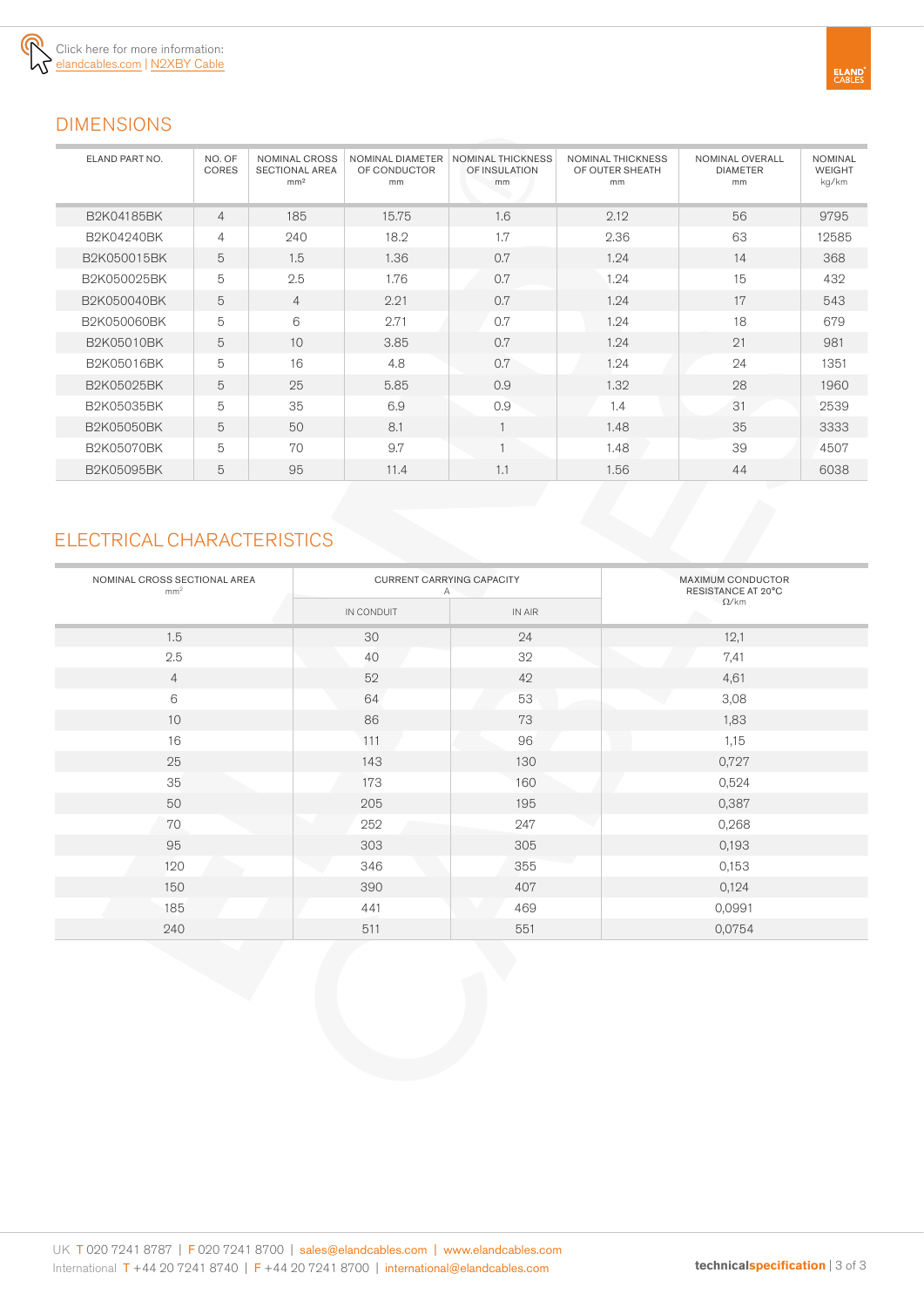Click here for more information: elandcables.com | N2XBY Cable

## DIMENSIONS

| ELAND PART NO. | NO. OF CORES | NOMINAL CROSS SECTIONAL AREA mm² | NOMINAL DIAMETER OF CONDUCTOR mm | NOMINAL THICKNESS OF INSULATION mm | NOMINAL THICKNESS OF OUTER SHEATH mm | NOMINAL OVERALL DIAMETER mm | NOMINAL WEIGHT kg/km |
|---|---|---|---|---|---|---|---|
| B2K04185BK | 4 | 185 | 15.75 | 1.6 | 2.12 | 56 | 9795 |
| B2K04240BK | 4 | 240 | 18.2 | 1.7 | 2.36 | 63 | 12585 |
| B2K050015BK | 5 | 1.5 | 1.36 | 0.7 | 1.24 | 14 | 368 |
| B2K050025BK | 5 | 2.5 | 1.76 | 0.7 | 1.24 | 15 | 432 |
| B2K050040BK | 5 | 4 | 2.21 | 0.7 | 1.24 | 17 | 543 |
| B2K050060BK | 5 | 6 | 2.71 | 0.7 | 1.24 | 18 | 679 |
| B2K05010BK | 5 | 10 | 3.85 | 0.7 | 1.24 | 21 | 981 |
| B2K05016BK | 5 | 16 | 4.8 | 0.7 | 1.24 | 24 | 1351 |
| B2K05025BK | 5 | 25 | 5.85 | 0.9 | 1.32 | 28 | 1960 |
| B2K05035BK | 5 | 35 | 6.9 | 0.9 | 1.4 | 31 | 2539 |
| B2K05050BK | 5 | 50 | 8.1 | 1 | 1.48 | 35 | 3333 |
| B2K05070BK | 5 | 70 | 9.7 | 1 | 1.48 | 39 | 4507 |
| B2K05095BK | 5 | 95 | 11.4 | 1.1 | 1.56 | 44 | 6038 |

## ELECTRICAL CHARACTERISTICS

| NOMINAL CROSS SECTIONAL AREA mm² | CURRENT CARRYING CAPACITY A | | MAXIMUM CONDUCTOR RESISTANCE AT 20°C Ω/km |
|---|---|---|---|
| | IN CONDUIT | IN AIR | |
| 1.5 | 30 | 24 | 12,1 |
| 2.5 | 40 | 32 | 7,41 |
| 4 | 52 | 42 | 4,61 |
| 6 | 64 | 53 | 3,08 |
| 10 | 86 | 73 | 1,83 |
| 16 | 111 | 96 | 1,15 |
| 25 | 143 | 130 | 0,727 |
| 35 | 173 | 160 | 0,524 |
| 50 | 205 | 195 | 0,387 |
| 70 | 252 | 247 | 0,268 |
| 95 | 303 | 305 | 0,193 |
| 120 | 346 | 355 | 0,153 |
| 150 | 390 | 407 | 0,124 |
| 185 | 441 | 469 | 0,0991 |
| 240 | 511 | 551 | 0,0754 |

UK T 020 7241 8787 | F 020 7241 8700 | sales@elandcables.com | www.elandcables.com
International T +44 20 7241 8740 | F +44 20 7241 8700 | international@elandcables.com

**technicalspecification**